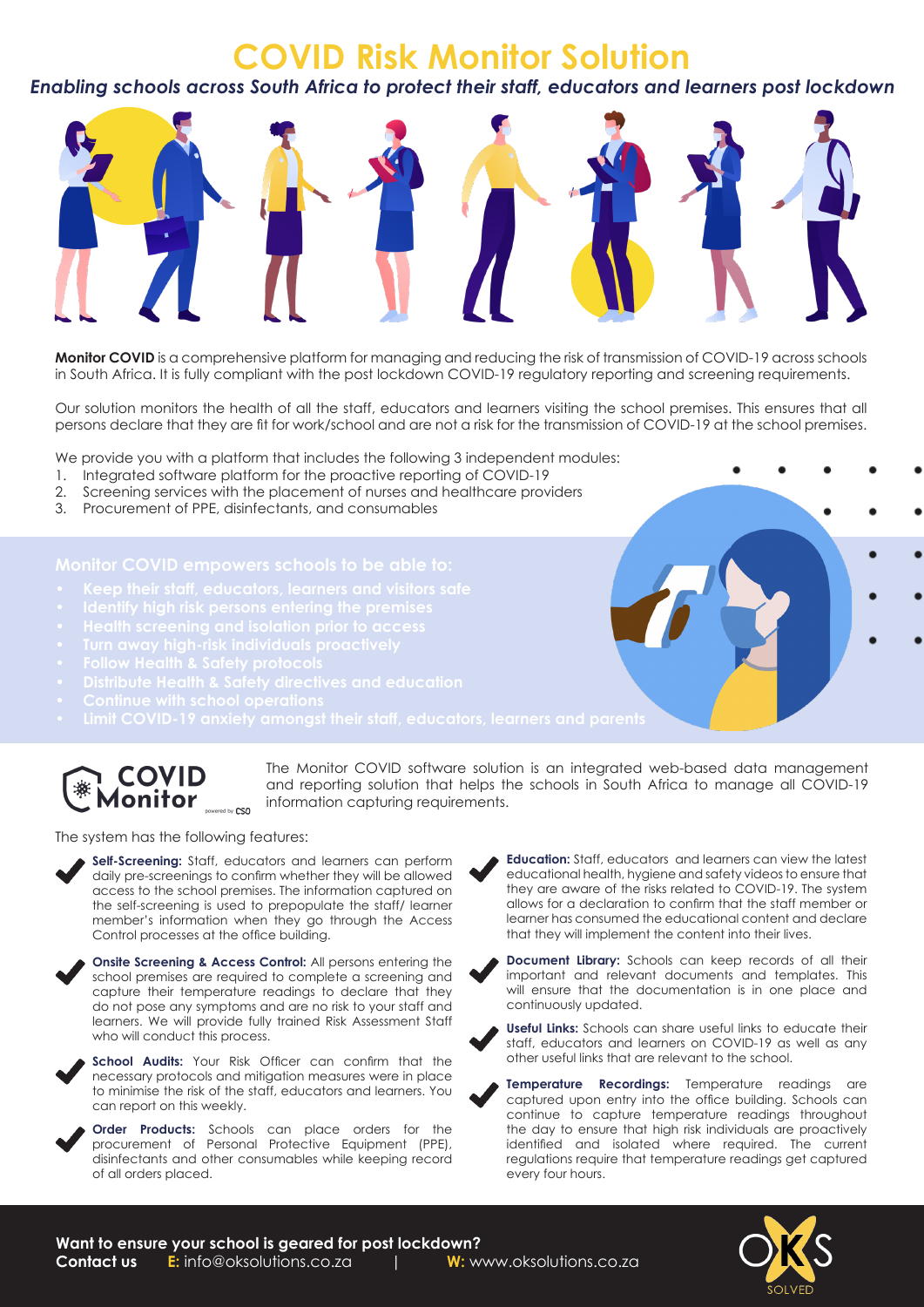# COVID Risk Monitor Solution

*Enabling schools across South Africa to protect their staff, educators and learners post lockdown*

**Monitor COVID** is a comprehensive platform for managing and reducing the risk of transmission of COVID-19 across schools in South Africa. It is fully compliant with the post lockdown COVID-19 regulatory reporting and screening requirements.

Our solution monitors the health of all the staff, educators and learners visiting the school premises. This ensures that all persons declare that they are fit for work/school and are not a risk for the transmission of COVID-19 at the school premises.

We provide you with a platform that includes the following 3 independent modules:

1. Integrated software platform for the proactive reporting of COVID-19
2. Screening services with the placement of nurses and healthcare providers
3. Procurement of PPE, disinfectants, and consumables

## Monitor COVID empowers schools to be able to:

- Keep their staff, educators, learners and visitors safe
- Identify high risk persons entering the premises
- Health screening and isolation prior to access
- Turn away high-risk individuals proactively
- Follow Health & Safety protocols
- Distribute Health & Safety directives and education
- Continue with school operations
- Limit COVID-19 anxiety amongst their staff, educators, learners and parents

COVID Monitor powered by CSO

The Monitor COVID software solution is an integrated web-based data management and reporting solution that helps the schools in South Africa to manage all COVID-19 information capturing requirements.

The system has the following features:

- **Self-Screening:** Staff, educators and learners can perform daily pre-screenings to confirm whether they will be allowed access to the school premises. The information captured on the self-screening is used to prepopulate the staff/ learner member's information when they go through the Access Control processes at the office building.
- **Onsite Screening & Access Control:** All persons entering the school premises are required to complete a screening and capture their temperature readings to declare that they do not pose any symptoms and are no risk to your staff and learners. We will provide fully trained Risk Assessment Staff who will conduct this process.
- **School Audits:** Your Risk Officer can confirm that the necessary protocols and mitigation measures were in place to minimise the risk of the staff, educators and learners. You can report on this weekly.
- **Order Products:** Schools can place orders for the procurement of Personal Protective Equipment (PPE), disinfectants and other consumables while keeping record of all orders placed.
- **Education:** Staff, educators and learners can view the latest educational health, hygiene and safety videos to ensure that they are aware of the risks related to COVID-19. The system allows for a declaration to confirm that the staff member or learner has consumed the educational content and declare that they will implement the content into their lives.
- **Document Library:** Schools can keep records of all their important and relevant documents and templates. This will ensure that the documentation is in one place and continuously updated.
- **Useful Links:** Schools can share useful links to educate their staff, educators and learners on COVID-19 as well as any other useful links that are relevant to the school.
- **Temperature Recordings:** Temperature readings are captured upon entry into the office building. Schools can continue to capture temperature readings throughout the day to ensure that high risk individuals are proactively identified and isolated where required. The current regulations require that temperature readings get captured every four hours.

**Want to ensure your school is geared for post lockdown?**
**Contact us** **E:** info@oksolutions.co.za | **W:** www.oksolutions.co.za

OKS SOLVED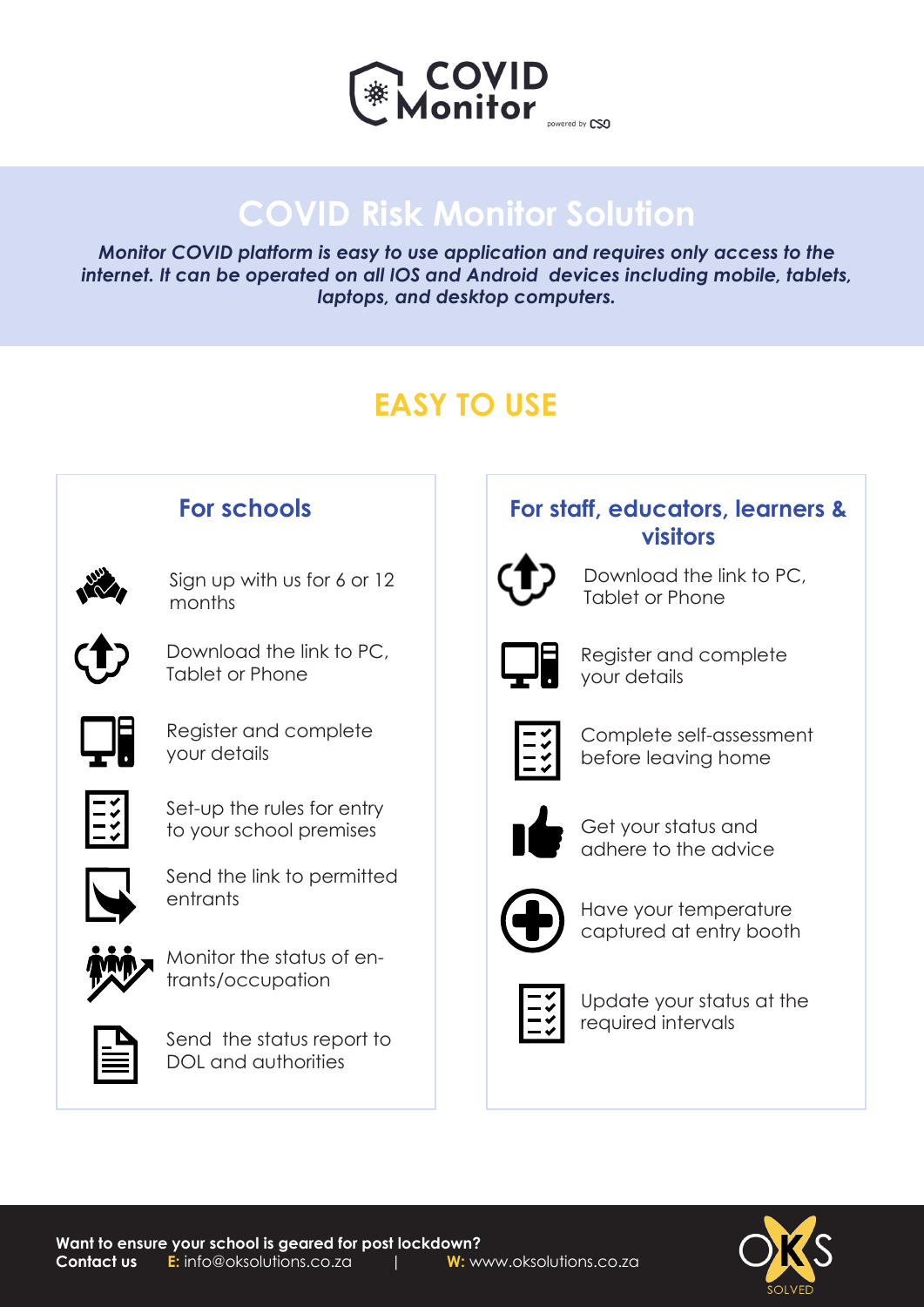COVID Monitor

powered by CSO

# COVID Risk Monitor Solution

***Monitor COVID platform is easy to use application and requires only access to the internet. It can be operated on all IOS and Android devices including mobile, tablets, laptops, and desktop computers.***

## EASY TO USE

### For schools

- Sign up with us for 6 or 12 months
- Download the link to PC, Tablet or Phone
- Register and complete your details
- Set-up the rules for entry to your school premises
- Send the link to permitted entrants
- Monitor the status of entrants/occupation
- Send the status report to DOL and authorities

### For staff, educators, learners & visitors

- Download the link to PC, Tablet or Phone
- Register and complete your details
- Complete self-assessment before leaving home
- Get your status and adhere to the advice
- Have your temperature captured at entry booth
- Update your status at the required intervals

**Want to ensure your school is geared for post lockdown?**
**Contact us** **E:** info@oksolutions.co.za | **W:** www.oksolutions.co.za

OKS SOLVED